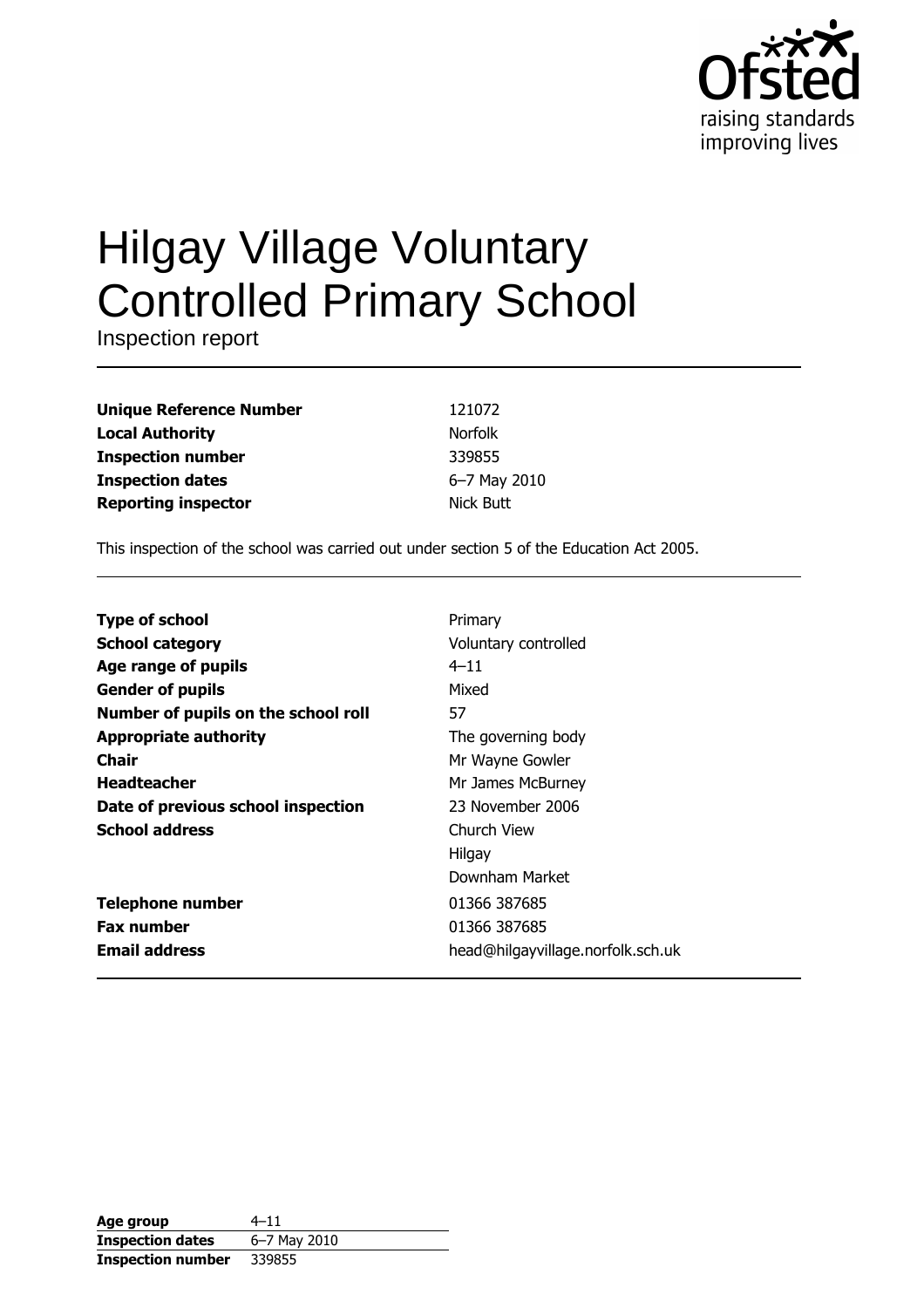# Hilgay Village Voluntary Controlled Primary School

Inspection report

| | |
|---|---|
| **Unique Reference Number** | 121072 |
| **Local Authority** | Norfolk |
| **Inspection number** | 339855 |
| **Inspection dates** | 6–7 May 2010 |
| **Reporting inspector** | Nick Butt |

This inspection of the school was carried out under section 5 of the Education Act 2005.

| | |
|---|---|
| **Type of school** | Primary |
| **School category** | Voluntary controlled |
| **Age range of pupils** | 4–11 |
| **Gender of pupils** | Mixed |
| **Number of pupils on the school roll** | 57 |
| **Appropriate authority** | The governing body |
| **Chair** | Mr Wayne Gowler |
| **Headteacher** | Mr James McBurney |
| **Date of previous school inspection** | 23 November 2006 |
| **School address** | Church View<br>Hilgay<br>Downham Market |
| **Telephone number** | 01366 387685 |
| **Fax number** | 01366 387685 |
| **Email address** | head@hilgayvillage.norfolk.sch.uk |

| | |
|---|---|
| **Age group** | 4–11 |
| **Inspection dates** | 6–7 May 2010 |
| **Inspection number** | 339855 |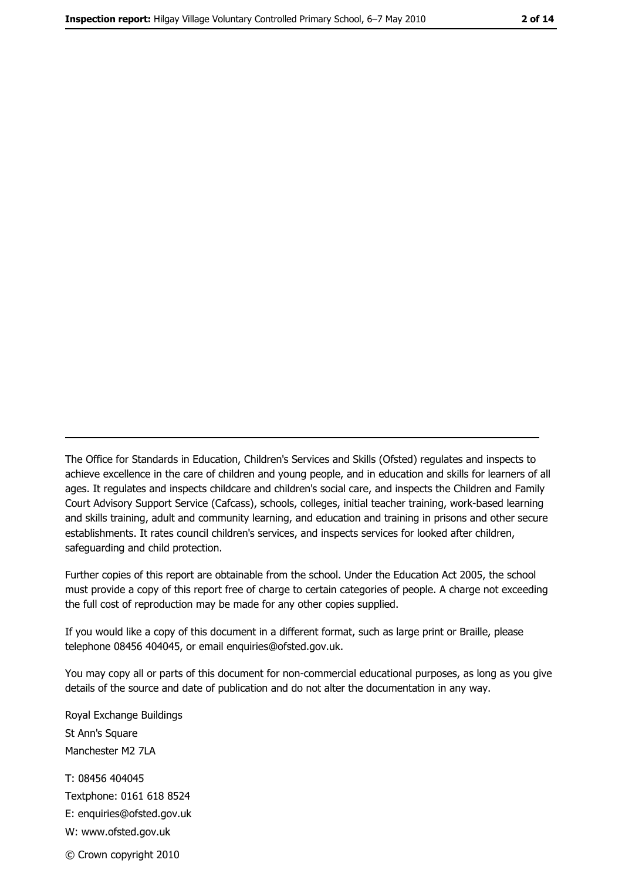---

The Office for Standards in Education, Children's Services and Skills (Ofsted) regulates and inspects to achieve excellence in the care of children and young people, and in education and skills for learners of all ages. It regulates and inspects childcare and children's social care, and inspects the Children and Family Court Advisory Support Service (Cafcass), schools, colleges, initial teacher training, work-based learning and skills training, adult and community learning, and education and training in prisons and other secure establishments. It rates council children's services, and inspects services for looked after children, safeguarding and child protection.

Further copies of this report are obtainable from the school. Under the Education Act 2005, the school must provide a copy of this report free of charge to certain categories of people. A charge not exceeding the full cost of reproduction may be made for any other copies supplied.

If you would like a copy of this document in a different format, such as large print or Braille, please telephone 08456 404045, or email enquiries@ofsted.gov.uk.

You may copy all or parts of this document for non-commercial educational purposes, as long as you give details of the source and date of publication and do not alter the documentation in any way.

Royal Exchange Buildings
St Ann's Square
Manchester M2 7LA

T: 08456 404045
Textphone: 0161 618 8524
E: enquiries@ofsted.gov.uk
W: www.ofsted.gov.uk

© Crown copyright 2010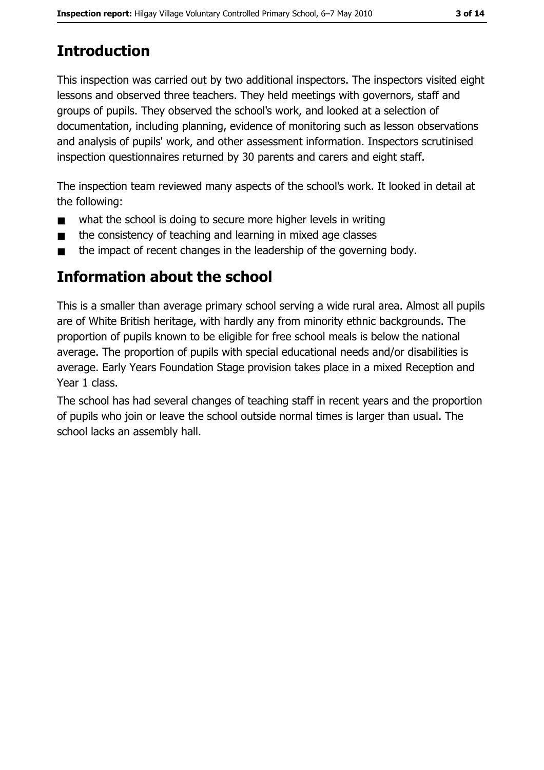## Introduction

This inspection was carried out by two additional inspectors. The inspectors visited eight lessons and observed three teachers. They held meetings with governors, staff and groups of pupils. They observed the school's work, and looked at a selection of documentation, including planning, evidence of monitoring such as lesson observations and analysis of pupils' work, and other assessment information. Inspectors scrutinised inspection questionnaires returned by 30 parents and carers and eight staff.

The inspection team reviewed many aspects of the school's work. It looked in detail at the following:

- what the school is doing to secure more higher levels in writing
- the consistency of teaching and learning in mixed age classes
- the impact of recent changes in the leadership of the governing body.

## Information about the school

This is a smaller than average primary school serving a wide rural area. Almost all pupils are of White British heritage, with hardly any from minority ethnic backgrounds. The proportion of pupils known to be eligible for free school meals is below the national average. The proportion of pupils with special educational needs and/or disabilities is average. Early Years Foundation Stage provision takes place in a mixed Reception and Year 1 class.

The school has had several changes of teaching staff in recent years and the proportion of pupils who join or leave the school outside normal times is larger than usual. The school lacks an assembly hall.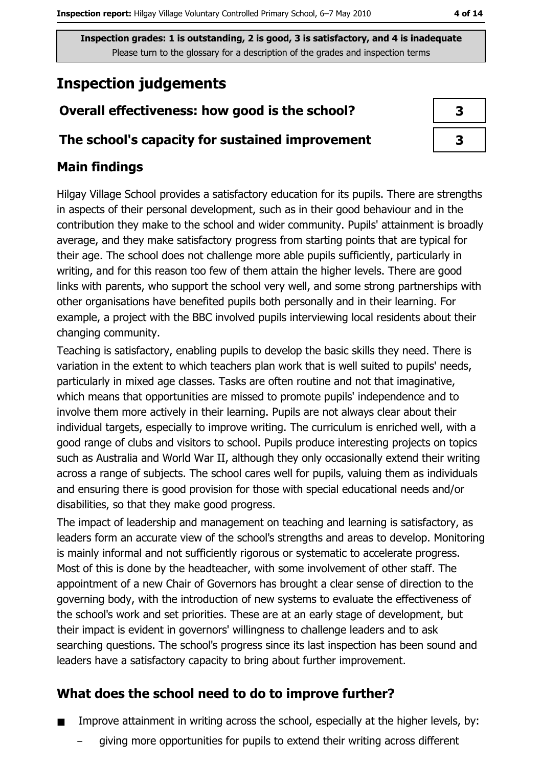Inspection grades: 1 is outstanding, 2 is good, 3 is satisfactory, and 4 is inadequate
Please turn to the glossary for a description of the grades and inspection terms

# Inspection judgements

| Overall effectiveness: how good is the school? | 3 |
| --- | --- |
| The school's capacity for sustained improvement | 3 |

## Main findings

Hilgay Village School provides a satisfactory education for its pupils. There are strengths in aspects of their personal development, such as in their good behaviour and in the contribution they make to the school and wider community. Pupils' attainment is broadly average, and they make satisfactory progress from starting points that are typical for their age. The school does not challenge more able pupils sufficiently, particularly in writing, and for this reason too few of them attain the higher levels. There are good links with parents, who support the school very well, and some strong partnerships with other organisations have benefited pupils both personally and in their learning. For example, a project with the BBC involved pupils interviewing local residents about their changing community.

Teaching is satisfactory, enabling pupils to develop the basic skills they need. There is variation in the extent to which teachers plan work that is well suited to pupils' needs, particularly in mixed age classes. Tasks are often routine and not that imaginative, which means that opportunities are missed to promote pupils' independence and to involve them more actively in their learning. Pupils are not always clear about their individual targets, especially to improve writing. The curriculum is enriched well, with a good range of clubs and visitors to school. Pupils produce interesting projects on topics such as Australia and World War II, although they only occasionally extend their writing across a range of subjects. The school cares well for pupils, valuing them as individuals and ensuring there is good provision for those with special educational needs and/or disabilities, so that they make good progress.

The impact of leadership and management on teaching and learning is satisfactory, as leaders form an accurate view of the school's strengths and areas to develop. Monitoring is mainly informal and not sufficiently rigorous or systematic to accelerate progress. Most of this is done by the headteacher, with some involvement of other staff. The appointment of a new Chair of Governors has brought a clear sense of direction to the governing body, with the introduction of new systems to evaluate the effectiveness of the school's work and set priorities. These are at an early stage of development, but their impact is evident in governors' willingness to challenge leaders and to ask searching questions. The school's progress since its last inspection has been sound and leaders have a satisfactory capacity to bring about further improvement.

## What does the school need to do to improve further?

- Improve attainment in writing across the school, especially at the higher levels, by:
  - giving more opportunities for pupils to extend their writing across different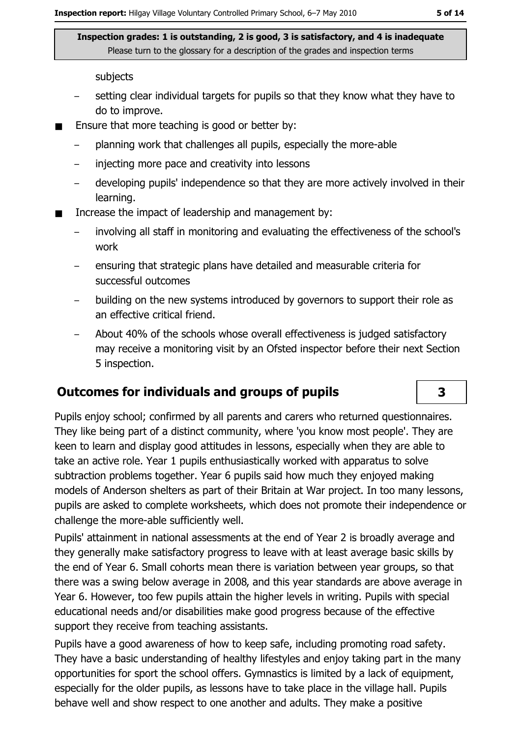subjects

  - setting clear individual targets for pupils so that they know what they have to do to improve.
- Ensure that more teaching is good or better by:
  - planning work that challenges all pupils, especially the more-able
  - injecting more pace and creativity into lessons
  - developing pupils' independence so that they are more actively involved in their learning.
- Increase the impact of leadership and management by:
  - involving all staff in monitoring and evaluating the effectiveness of the school's work
  - ensuring that strategic plans have detailed and measurable criteria for successful outcomes
  - building on the new systems introduced by governors to support their role as an effective critical friend.
  - About 40% of the schools whose overall effectiveness is judged satisfactory may receive a monitoring visit by an Ofsted inspector before their next Section 5 inspection.

## Outcomes for individuals and groups of pupils — 3

Pupils enjoy school; confirmed by all parents and carers who returned questionnaires. They like being part of a distinct community, where 'you know most people'. They are keen to learn and display good attitudes in lessons, especially when they are able to take an active role. Year 1 pupils enthusiastically worked with apparatus to solve subtraction problems together. Year 6 pupils said how much they enjoyed making models of Anderson shelters as part of their Britain at War project. In too many lessons, pupils are asked to complete worksheets, which does not promote their independence or challenge the more-able sufficiently well.

Pupils' attainment in national assessments at the end of Year 2 is broadly average and they generally make satisfactory progress to leave with at least average basic skills by the end of Year 6. Small cohorts mean there is variation between year groups, so that there was a swing below average in 2008, and this year standards are above average in Year 6. However, too few pupils attain the higher levels in writing. Pupils with special educational needs and/or disabilities make good progress because of the effective support they receive from teaching assistants.

Pupils have a good awareness of how to keep safe, including promoting road safety. They have a basic understanding of healthy lifestyles and enjoy taking part in the many opportunities for sport the school offers. Gymnastics is limited by a lack of equipment, especially for the older pupils, as lessons have to take place in the village hall. Pupils behave well and show respect to one another and adults. They make a positive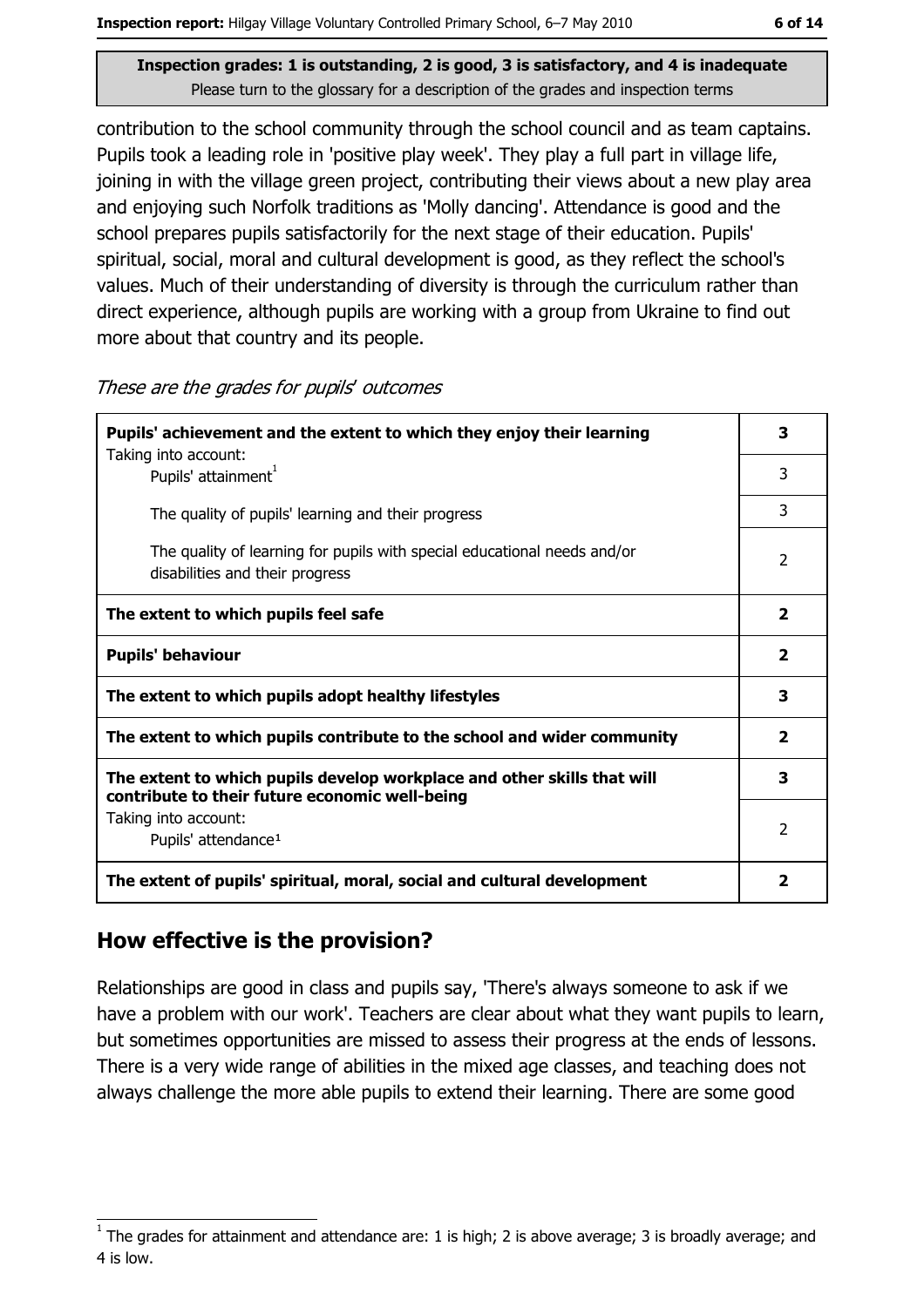Inspection grades: 1 is outstanding, 2 is good, 3 is satisfactory, and 4 is inadequate
Please turn to the glossary for a description of the grades and inspection terms

contribution to the school community through the school council and as team captains. Pupils took a leading role in 'positive play week'. They play a full part in village life, joining in with the village green project, contributing their views about a new play area and enjoying such Norfolk traditions as 'Molly dancing'. Attendance is good and the school prepares pupils satisfactorily for the next stage of their education. Pupils' spiritual, social, moral and cultural development is good, as they reflect the school's values. Much of their understanding of diversity is through the curriculum rather than direct experience, although pupils are working with a group from Ukraine to find out more about that country and its people.

*These are the grades for pupils' outcomes*

| | |
|---|---|
| **Pupils' achievement and the extent to which they enjoy their learning** | **3** |
| Taking into account: Pupils' attainment[1] | 3 |
| The quality of pupils' learning and their progress | 3 |
| The quality of learning for pupils with special educational needs and/or disabilities and their progress | 2 |
| **The extent to which pupils feel safe** | **2** |
| **Pupils' behaviour** | **2** |
| **The extent to which pupils adopt healthy lifestyles** | **3** |
| **The extent to which pupils contribute to the school and wider community** | **2** |
| **The extent to which pupils develop workplace and other skills that will contribute to their future economic well-being** | **3** |
| Taking into account: Pupils' attendance[1] | 2 |
| **The extent of pupils' spiritual, moral, social and cultural development** | **2** |

## How effective is the provision?

Relationships are good in class and pupils say, 'There's always someone to ask if we have a problem with our work'. Teachers are clear about what they want pupils to learn, but sometimes opportunities are missed to assess their progress at the ends of lessons. There is a very wide range of abilities in the mixed age classes, and teaching does not always challenge the more able pupils to extend their learning. There are some good

[1] The grades for attainment and attendance are: 1 is high; 2 is above average; 3 is broadly average; and 4 is low.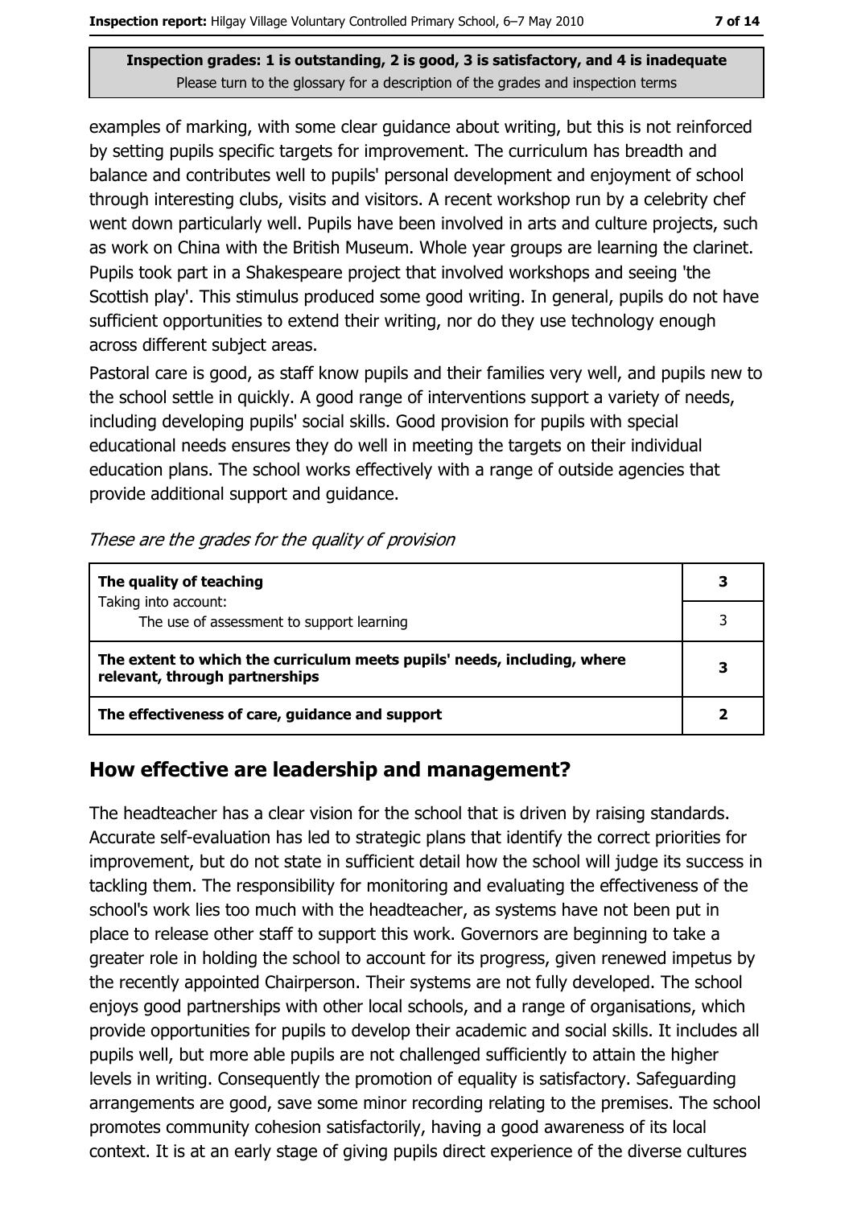examples of marking, with some clear guidance about writing, but this is not reinforced by setting pupils specific targets for improvement. The curriculum has breadth and balance and contributes well to pupils' personal development and enjoyment of school through interesting clubs, visits and visitors. A recent workshop run by a celebrity chef went down particularly well. Pupils have been involved in arts and culture projects, such as work on China with the British Museum. Whole year groups are learning the clarinet. Pupils took part in a Shakespeare project that involved workshops and seeing 'the Scottish play'. This stimulus produced some good writing. In general, pupils do not have sufficient opportunities to extend their writing, nor do they use technology enough across different subject areas.

Pastoral care is good, as staff know pupils and their families very well, and pupils new to the school settle in quickly. A good range of interventions support a variety of needs, including developing pupils' social skills. Good provision for pupils with special educational needs ensures they do well in meeting the targets on their individual education plans. The school works effectively with a range of outside agencies that provide additional support and guidance.

*These are the grades for the quality of provision*

| | |
|---|---|
| **The quality of teaching** | **3** |
| Taking into account: The use of assessment to support learning | 3 |
| **The extent to which the curriculum meets pupils' needs, including, where relevant, through partnerships** | **3** |
| **The effectiveness of care, guidance and support** | **2** |

## How effective are leadership and management?

The headteacher has a clear vision for the school that is driven by raising standards. Accurate self-evaluation has led to strategic plans that identify the correct priorities for improvement, but do not state in sufficient detail how the school will judge its success in tackling them. The responsibility for monitoring and evaluating the effectiveness of the school's work lies too much with the headteacher, as systems have not been put in place to release other staff to support this work. Governors are beginning to take a greater role in holding the school to account for its progress, given renewed impetus by the recently appointed Chairperson. Their systems are not fully developed. The school enjoys good partnerships with other local schools, and a range of organisations, which provide opportunities for pupils to develop their academic and social skills. It includes all pupils well, but more able pupils are not challenged sufficiently to attain the higher levels in writing. Consequently the promotion of equality is satisfactory. Safeguarding arrangements are good, save some minor recording relating to the premises. The school promotes community cohesion satisfactorily, having a good awareness of its local context. It is at an early stage of giving pupils direct experience of the diverse cultures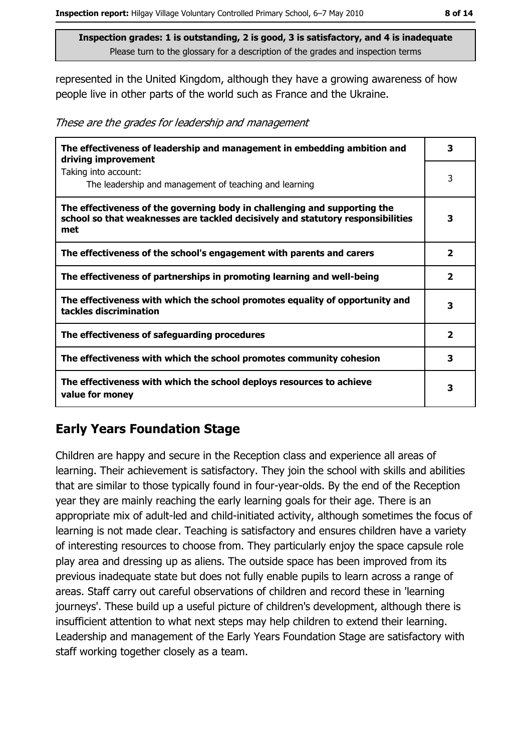**Inspection grades: 1 is outstanding, 2 is good, 3 is satisfactory, and 4 is inadequate**
Please turn to the glossary for a description of the grades and inspection terms

represented in the United Kingdom, although they have a growing awareness of how people live in other parts of the world such as France and the Ukraine.

*These are the grades for leadership and management*

| | |
|---|---|
| **The effectiveness of leadership and management in embedding ambition and driving improvement** | **3** |
| Taking into account: The leadership and management of teaching and learning | 3 |
| **The effectiveness of the governing body in challenging and supporting the school so that weaknesses are tackled decisively and statutory responsibilities met** | **3** |
| **The effectiveness of the school's engagement with parents and carers** | **2** |
| **The effectiveness of partnerships in promoting learning and well-being** | **2** |
| **The effectiveness with which the school promotes equality of opportunity and tackles discrimination** | **3** |
| **The effectiveness of safeguarding procedures** | **2** |
| **The effectiveness with which the school promotes community cohesion** | **3** |
| **The effectiveness with which the school deploys resources to achieve value for money** | **3** |

## Early Years Foundation Stage

Children are happy and secure in the Reception class and experience all areas of learning. Their achievement is satisfactory. They join the school with skills and abilities that are similar to those typically found in four-year-olds. By the end of the Reception year they are mainly reaching the early learning goals for their age. There is an appropriate mix of adult-led and child-initiated activity, although sometimes the focus of learning is not made clear. Teaching is satisfactory and ensures children have a variety of interesting resources to choose from. They particularly enjoy the space capsule role play area and dressing up as aliens. The outside space has been improved from its previous inadequate state but does not fully enable pupils to learn across a range of areas. Staff carry out careful observations of children and record these in 'learning journeys'. These build up a useful picture of children's development, although there is insufficient attention to what next steps may help children to extend their learning. Leadership and management of the Early Years Foundation Stage are satisfactory with staff working together closely as a team.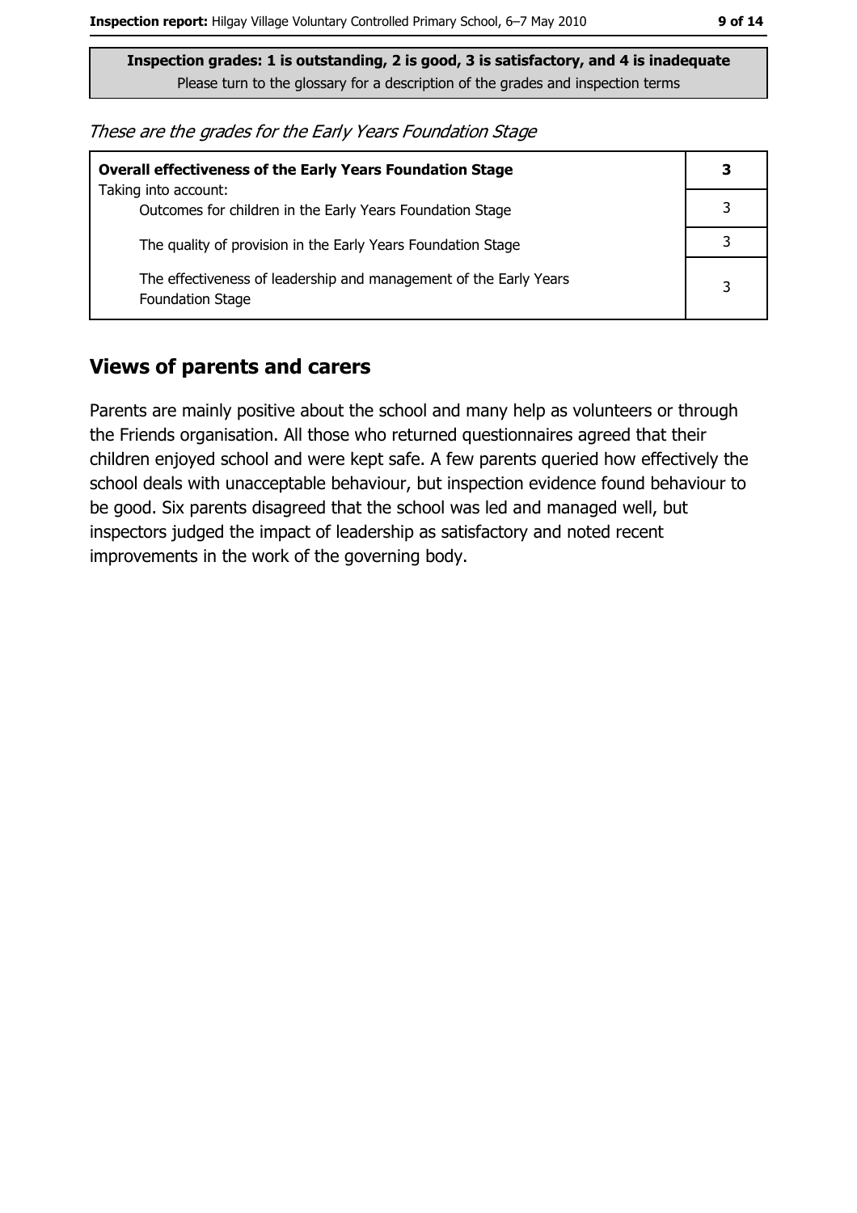**Inspection grades: 1 is outstanding, 2 is good, 3 is satisfactory, and 4 is inadequate**
Please turn to the glossary for a description of the grades and inspection terms

*These are the grades for the Early Years Foundation Stage*

| **Overall effectiveness of the Early Years Foundation Stage** | **3** |
|---|---|
| Taking into account: Outcomes for children in the Early Years Foundation Stage | 3 |
| The quality of provision in the Early Years Foundation Stage | 3 |
| The effectiveness of leadership and management of the Early Years Foundation Stage | 3 |

## Views of parents and carers

Parents are mainly positive about the school and many help as volunteers or through the Friends organisation. All those who returned questionnaires agreed that their children enjoyed school and were kept safe. A few parents queried how effectively the school deals with unacceptable behaviour, but inspection evidence found behaviour to be good. Six parents disagreed that the school was led and managed well, but inspectors judged the impact of leadership as satisfactory and noted recent improvements in the work of the governing body.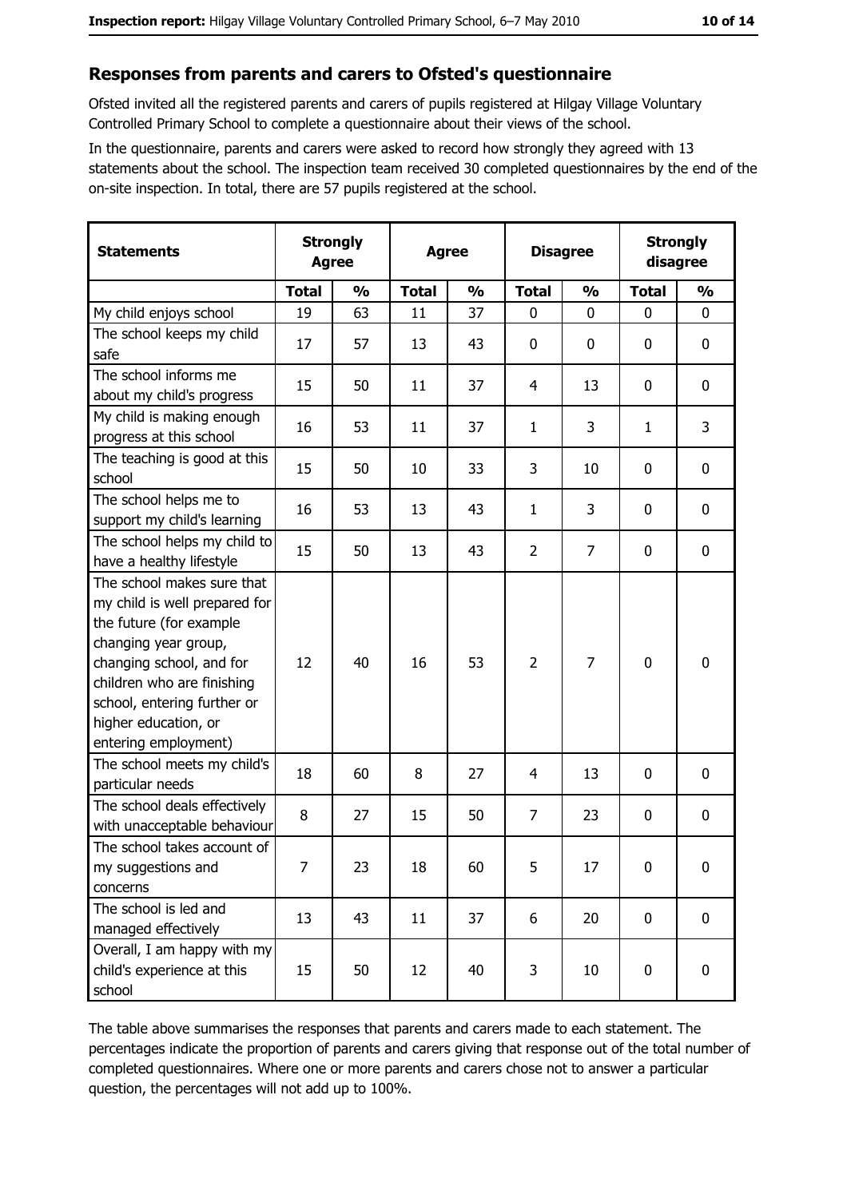## Responses from parents and carers to Ofsted's questionnaire

Ofsted invited all the registered parents and carers of pupils registered at Hilgay Village Voluntary Controlled Primary School to complete a questionnaire about their views of the school.

In the questionnaire, parents and carers were asked to record how strongly they agreed with 13 statements about the school. The inspection team received 30 completed questionnaires by the end of the on-site inspection. In total, there are 57 pupils registered at the school.

| Statements | Strongly Agree | | Agree | | Disagree | | Strongly disagree | |
|---|---|---|---|---|---|---|---|---|
| | Total | % | Total | % | Total | % | Total | % |
| My child enjoys school | 19 | 63 | 11 | 37 | 0 | 0 | 0 | 0 |
| The school keeps my child safe | 17 | 57 | 13 | 43 | 0 | 0 | 0 | 0 |
| The school informs me about my child's progress | 15 | 50 | 11 | 37 | 4 | 13 | 0 | 0 |
| My child is making enough progress at this school | 16 | 53 | 11 | 37 | 1 | 3 | 1 | 3 |
| The teaching is good at this school | 15 | 50 | 10 | 33 | 3 | 10 | 0 | 0 |
| The school helps me to support my child's learning | 16 | 53 | 13 | 43 | 1 | 3 | 0 | 0 |
| The school helps my child to have a healthy lifestyle | 15 | 50 | 13 | 43 | 2 | 7 | 0 | 0 |
| The school makes sure that my child is well prepared for the future (for example changing year group, changing school, and for children who are finishing school, entering further or higher education, or entering employment) | 12 | 40 | 16 | 53 | 2 | 7 | 0 | 0 |
| The school meets my child's particular needs | 18 | 60 | 8 | 27 | 4 | 13 | 0 | 0 |
| The school deals effectively with unacceptable behaviour | 8 | 27 | 15 | 50 | 7 | 23 | 0 | 0 |
| The school takes account of my suggestions and concerns | 7 | 23 | 18 | 60 | 5 | 17 | 0 | 0 |
| The school is led and managed effectively | 13 | 43 | 11 | 37 | 6 | 20 | 0 | 0 |
| Overall, I am happy with my child's experience at this school | 15 | 50 | 12 | 40 | 3 | 10 | 0 | 0 |

The table above summarises the responses that parents and carers made to each statement. The percentages indicate the proportion of parents and carers giving that response out of the total number of completed questionnaires. Where one or more parents and carers chose not to answer a particular question, the percentages will not add up to 100%.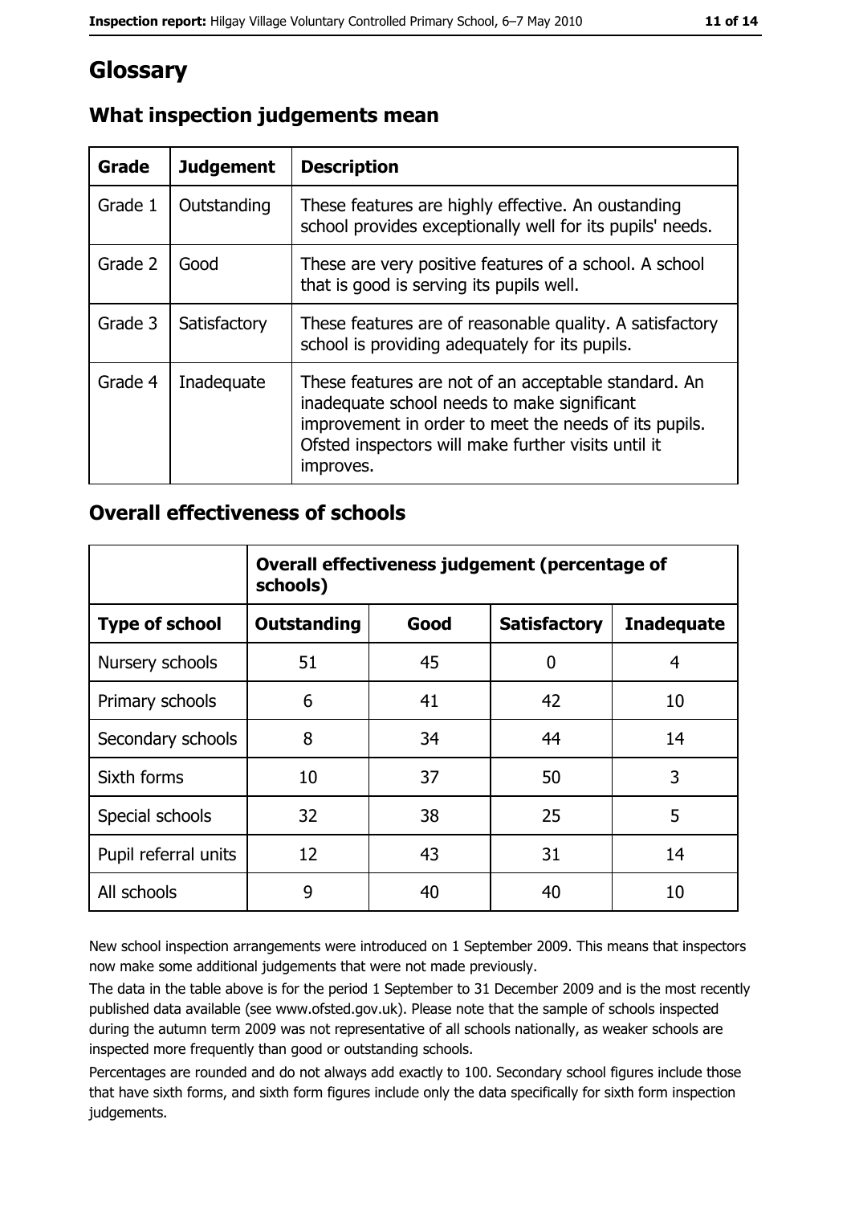# Glossary

## What inspection judgements mean

| Grade | Judgement | Description |
|---|---|---|
| Grade 1 | Outstanding | These features are highly effective. An oustanding school provides exceptionally well for its pupils' needs. |
| Grade 2 | Good | These are very positive features of a school. A school that is good is serving its pupils well. |
| Grade 3 | Satisfactory | These features are of reasonable quality. A satisfactory school is providing adequately for its pupils. |
| Grade 4 | Inadequate | These features are not of an acceptable standard. An inadequate school needs to make significant improvement in order to meet the needs of its pupils. Ofsted inspectors will make further visits until it improves. |

## Overall effectiveness of schools

| | Overall effectiveness judgement (percentage of schools) | | | |
|---|---|---|---|---|
| **Type of school** | **Outstanding** | **Good** | **Satisfactory** | **Inadequate** |
| Nursery schools | 51 | 45 | 0 | 4 |
| Primary schools | 6 | 41 | 42 | 10 |
| Secondary schools | 8 | 34 | 44 | 14 |
| Sixth forms | 10 | 37 | 50 | 3 |
| Special schools | 32 | 38 | 25 | 5 |
| Pupil referral units | 12 | 43 | 31 | 14 |
| All schools | 9 | 40 | 40 | 10 |

New school inspection arrangements were introduced on 1 September 2009. This means that inspectors now make some additional judgements that were not made previously.

The data in the table above is for the period 1 September to 31 December 2009 and is the most recently published data available (see www.ofsted.gov.uk). Please note that the sample of schools inspected during the autumn term 2009 was not representative of all schools nationally, as weaker schools are inspected more frequently than good or outstanding schools.

Percentages are rounded and do not always add exactly to 100. Secondary school figures include those that have sixth forms, and sixth form figures include only the data specifically for sixth form inspection judgements.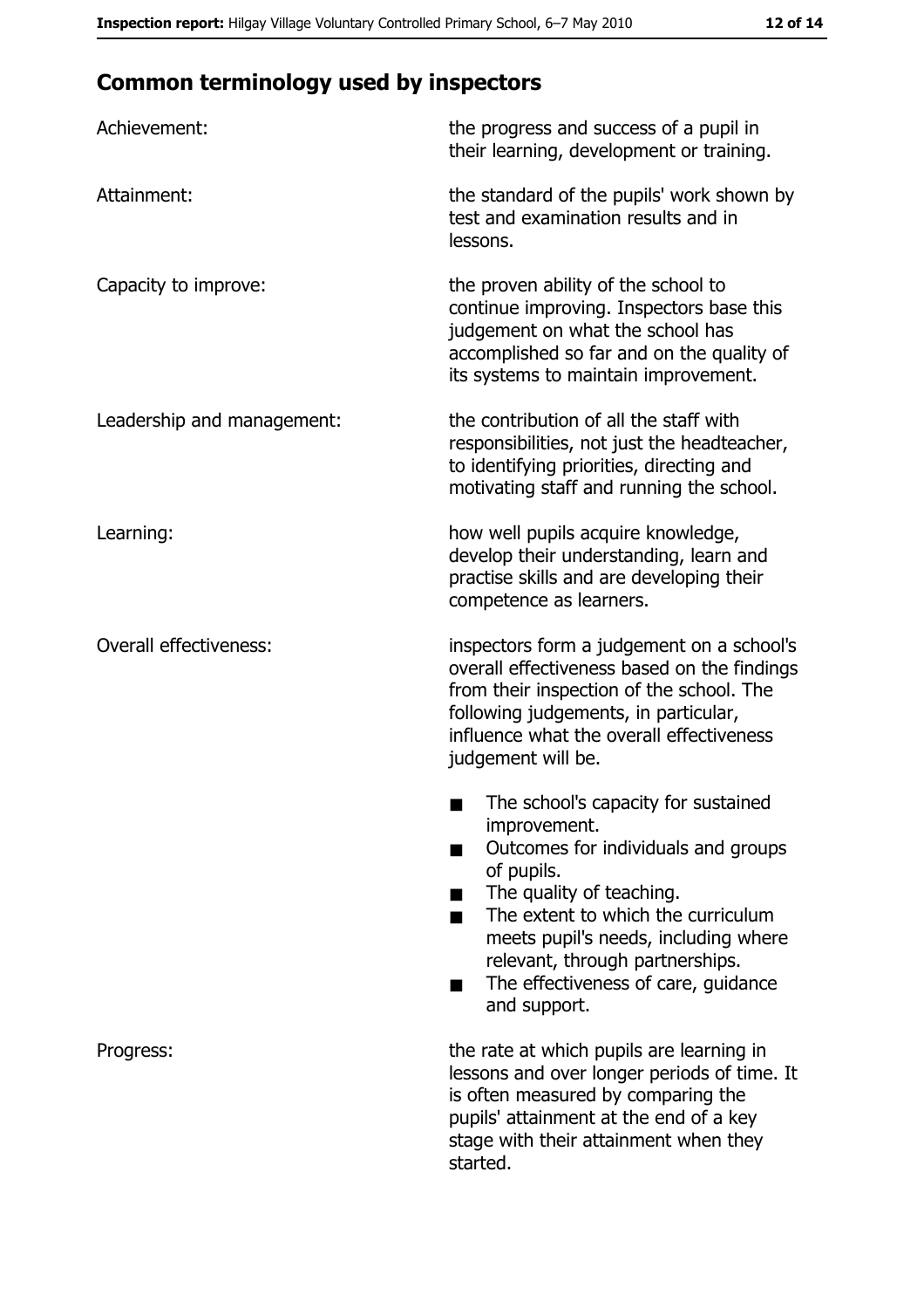## Common terminology used by inspectors

| | |
|---|---|
| Achievement: | the progress and success of a pupil in their learning, development or training. |
| Attainment: | the standard of the pupils' work shown by test and examination results and in lessons. |
| Capacity to improve: | the proven ability of the school to continue improving. Inspectors base this judgement on what the school has accomplished so far and on the quality of its systems to maintain improvement. |
| Leadership and management: | the contribution of all the staff with responsibilities, not just the headteacher, to identifying priorities, directing and motivating staff and running the school. |
| Learning: | how well pupils acquire knowledge, develop their understanding, learn and practise skills and are developing their competence as learners. |
| Overall effectiveness: | inspectors form a judgement on a school's overall effectiveness based on the findings from their inspection of the school. The following judgements, in particular, influence what the overall effectiveness judgement will be.<br>■ The school's capacity for sustained improvement.<br>■ Outcomes for individuals and groups of pupils.<br>■ The quality of teaching.<br>■ The extent to which the curriculum meets pupil's needs, including where relevant, through partnerships.<br>■ The effectiveness of care, guidance and support. |
| Progress: | the rate at which pupils are learning in lessons and over longer periods of time. It is often measured by comparing the pupils' attainment at the end of a key stage with their attainment when they started. |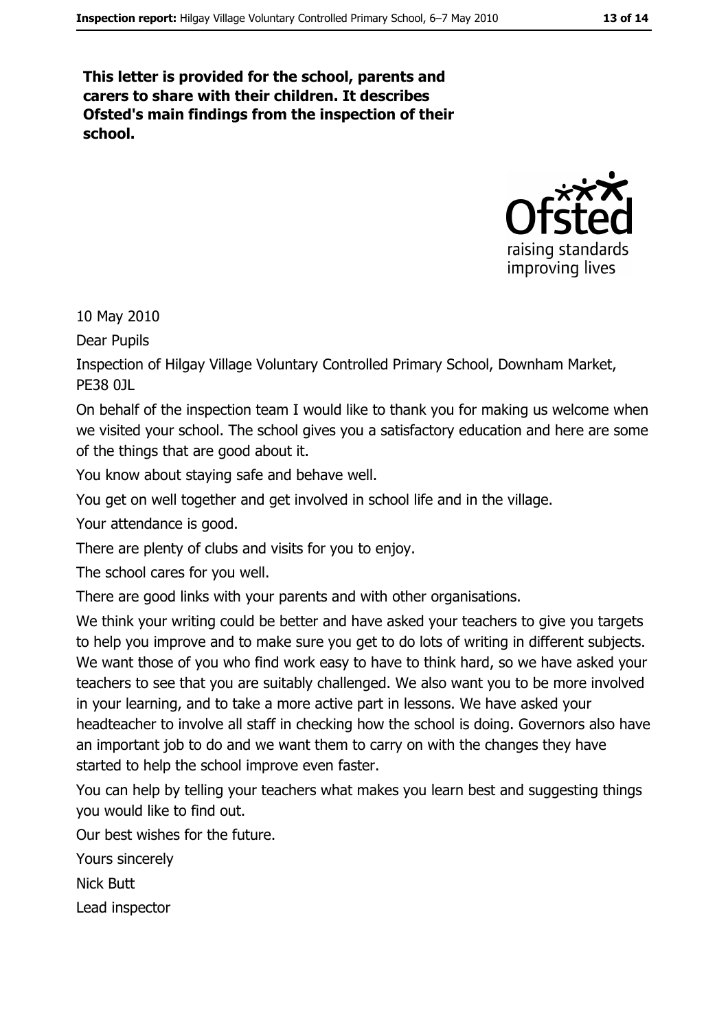**This letter is provided for the school, parents and carers to share with their children. It describes Ofsted's main findings from the inspection of their school.**

10 May 2010

Dear Pupils

Inspection of Hilgay Village Voluntary Controlled Primary School, Downham Market, PE38 0JL

On behalf of the inspection team I would like to thank you for making us welcome when we visited your school. The school gives you a satisfactory education and here are some of the things that are good about it.

You know about staying safe and behave well.

You get on well together and get involved in school life and in the village.

Your attendance is good.

There are plenty of clubs and visits for you to enjoy.

The school cares for you well.

There are good links with your parents and with other organisations.

We think your writing could be better and have asked your teachers to give you targets to help you improve and to make sure you get to do lots of writing in different subjects. We want those of you who find work easy to have to think hard, so we have asked your teachers to see that you are suitably challenged. We also want you to be more involved in your learning, and to take a more active part in lessons. We have asked your headteacher to involve all staff in checking how the school is doing. Governors also have an important job to do and we want them to carry on with the changes they have started to help the school improve even faster.

You can help by telling your teachers what makes you learn best and suggesting things you would like to find out.

Our best wishes for the future.

Yours sincerely

Nick Butt

Lead inspector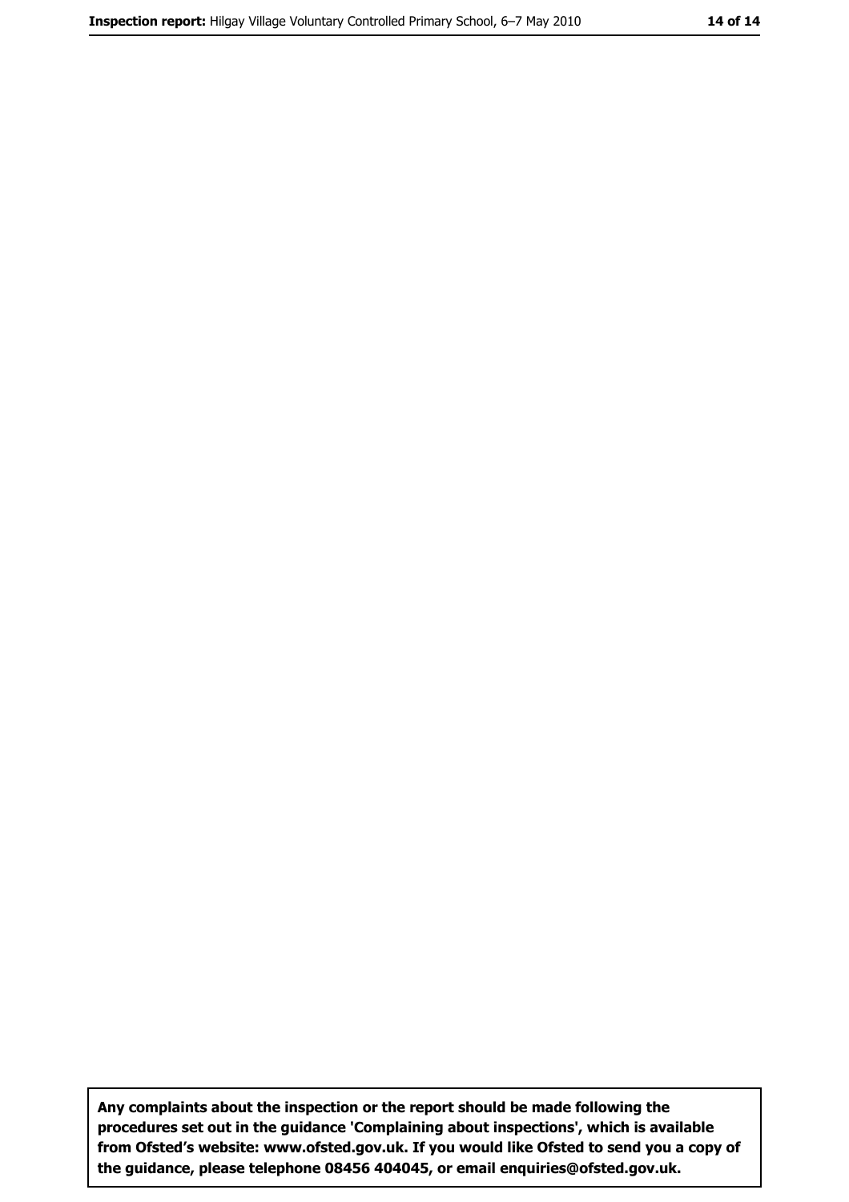**Any complaints about the inspection or the report should be made following the procedures set out in the guidance 'Complaining about inspections', which is available from Ofsted's website: www.ofsted.gov.uk. If you would like Ofsted to send you a copy of the guidance, please telephone 08456 404045, or email enquiries@ofsted.gov.uk.**